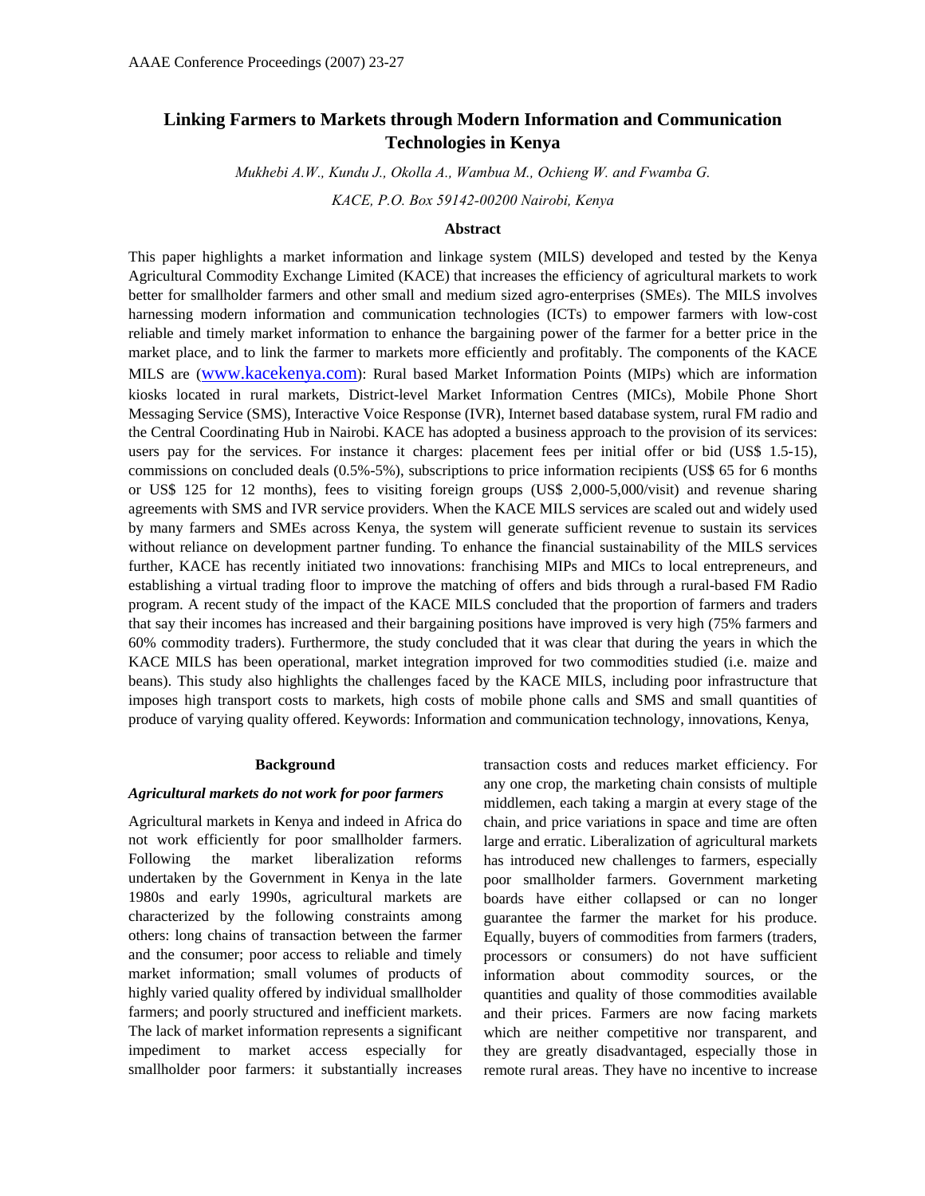# Linking Farmers to Markets through Modern Information and Communication Technologies in Kenya

*Mukhebi A.W., Kundu J., Okolla A., Wambua M., Ochieng W. and Fwamba G.*

*KACE, P.O. Box 59142-00200 Nairobi, Kenya*

## Abstract

This paper highlights a market information and linkage system (MILS) developed and tested by the Kenya Agricultural Commodity Exchange Limited (KACE) that increases the efficiency of agricultural markets to work better for smallholder farmers and other small and medium sized agro-enterprises (SMEs). The MILS involves harnessing modern information and communication technologies (ICTs) to empower farmers with low-cost reliable and timely market information to enhance the bargaining power of the farmer for a better price in the market place, and to link the farmer to markets more efficiently and profitably. The components of the KACE MILS are (www.kacekenya.com): Rural based Market Information Points (MIPs) which are information kiosks located in rural markets, District-level Market Information Centres (MICs), Mobile Phone Short Messaging Service (SMS), Interactive Voice Response (IVR), Internet based database system, rural FM radio and the Central Coordinating Hub in Nairobi. KACE has adopted a business approach to the provision of its services: users pay for the services. For instance it charges: placement fees per initial offer or bid (US$ 1.5-15), commissions on concluded deals (0.5%-5%), subscriptions to price information recipients (US$ 65 for 6 months or US$ 125 for 12 months), fees to visiting foreign groups (US$ 2,000-5,000/visit) and revenue sharing agreements with SMS and IVR service providers. When the KACE MILS services are scaled out and widely used by many farmers and SMEs across Kenya, the system will generate sufficient revenue to sustain its services without reliance on development partner funding. To enhance the financial sustainability of the MILS services further, KACE has recently initiated two innovations: franchising MIPs and MICs to local entrepreneurs, and establishing a virtual trading floor to improve the matching of offers and bids through a rural-based FM Radio program. A recent study of the impact of the KACE MILS concluded that the proportion of farmers and traders that say their incomes has increased and their bargaining positions have improved is very high (75% farmers and 60% commodity traders). Furthermore, the study concluded that it was clear that during the years in which the KACE MILS has been operational, market integration improved for two commodities studied (i.e. maize and beans). This study also highlights the challenges faced by the KACE MILS, including poor infrastructure that imposes high transport costs to markets, high costs of mobile phone calls and SMS and small quantities of produce of varying quality offered. Keywords: Information and communication technology, innovations, Kenya,

## Background

### *Agricultural markets do not work for poor farmers*

Agricultural markets in Kenya and indeed in Africa do not work efficiently for poor smallholder farmers. Following the market liberalization reforms undertaken by the Government in Kenya in the late 1980s and early 1990s, agricultural markets are characterized by the following constraints among others: long chains of transaction between the farmer and the consumer; poor access to reliable and timely market information; small volumes of products of highly varied quality offered by individual smallholder farmers; and poorly structured and inefficient markets. The lack of market information represents a significant impediment to market access especially for smallholder poor farmers: it substantially increases transaction costs and reduces market efficiency. For any one crop, the marketing chain consists of multiple middlemen, each taking a margin at every stage of the chain, and price variations in space and time are often large and erratic. Liberalization of agricultural markets has introduced new challenges to farmers, especially poor smallholder farmers. Government marketing boards have either collapsed or can no longer guarantee the farmer the market for his produce. Equally, buyers of commodities from farmers (traders, processors or consumers) do not have sufficient information about commodity sources, or the quantities and quality of those commodities available and their prices. Farmers are now facing markets which are neither competitive nor transparent, and they are greatly disadvantaged, especially those in remote rural areas. They have no incentive to increase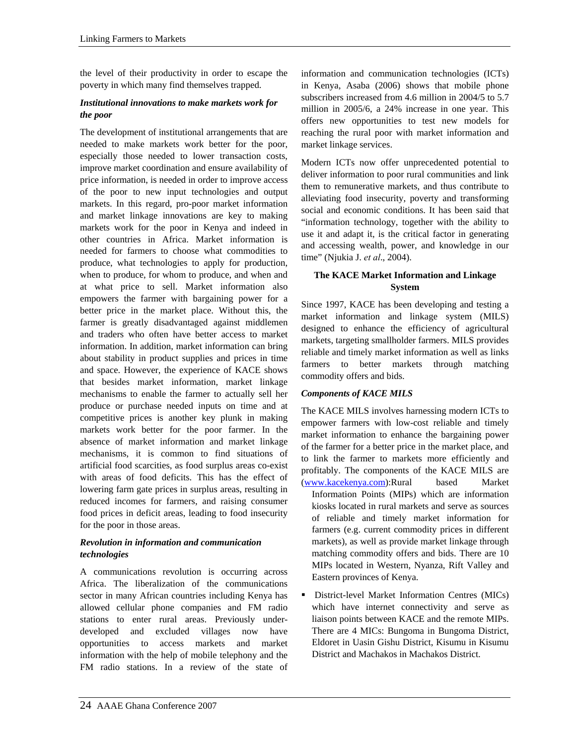the level of their productivity in order to escape the poverty in which many find themselves trapped.

### *Institutional innovations to make markets work for the poor*

The development of institutional arrangements that are needed to make markets work better for the poor, especially those needed to lower transaction costs, improve market coordination and ensure availability of price information, is needed in order to improve access of the poor to new input technologies and output markets. In this regard, pro-poor market information and market linkage innovations are key to making markets work for the poor in Kenya and indeed in other countries in Africa. Market information is needed for farmers to choose what commodities to produce, what technologies to apply for production, when to produce, for whom to produce, and when and at what price to sell. Market information also empowers the farmer with bargaining power for a better price in the market place. Without this, the farmer is greatly disadvantaged against middlemen and traders who often have better access to market information. In addition, market information can bring about stability in product supplies and prices in time and space. However, the experience of KACE shows that besides market information, market linkage mechanisms to enable the farmer to actually sell her produce or purchase needed inputs on time and at competitive prices is another key plunk in making markets work better for the poor farmer. In the absence of market information and market linkage mechanisms, it is common to find situations of artificial food scarcities, as food surplus areas co-exist with areas of food deficits. This has the effect of lowering farm gate prices in surplus areas, resulting in reduced incomes for farmers, and raising consumer food prices in deficit areas, leading to food insecurity for the poor in those areas.

### *Revolution in information and communication technologies*

A communications revolution is occurring across Africa. The liberalization of the communications sector in many African countries including Kenya has allowed cellular phone companies and FM radio stations to enter rural areas. Previously under-developed and excluded villages now have opportunities to access markets and market information with the help of mobile telephony and the FM radio stations. In a review of the state of information and communication technologies (ICTs) in Kenya, Asaba (2006) shows that mobile phone subscribers increased from 4.6 million in 2004/5 to 5.7 million in 2005/6, a 24% increase in one year. This offers new opportunities to test new models for reaching the rural poor with market information and market linkage services.

Modern ICTs now offer unprecedented potential to deliver information to poor rural communities and link them to remunerative markets, and thus contribute to alleviating food insecurity, poverty and transforming social and economic conditions. It has been said that "information technology, together with the ability to use it and adapt it, is the critical factor in generating and accessing wealth, power, and knowledge in our time" (Njukia J. *et al*., 2004).

## The KACE Market Information and Linkage System

Since 1997, KACE has been developing and testing a market information and linkage system (MILS) designed to enhance the efficiency of agricultural markets, targeting smallholder farmers. MILS provides reliable and timely market information as well as links farmers to better markets through matching commodity offers and bids.

### *Components of KACE MILS*

The KACE MILS involves harnessing modern ICTs to empower farmers with low-cost reliable and timely market information to enhance the bargaining power of the farmer for a better price in the market place, and to link the farmer to markets more efficiently and profitably. The components of the KACE MILS are (www.kacekenya.com):Rural based Market Information Points (MIPs) which are information kiosks located in rural markets and serve as sources of reliable and timely market information for farmers (e.g. current commodity prices in different markets), as well as provide market linkage through matching commodity offers and bids. There are 10 MIPs located in Western, Nyanza, Rift Valley and Eastern provinces of Kenya.

- District-level Market Information Centres (MICs) which have internet connectivity and serve as liaison points between KACE and the remote MIPs. There are 4 MICs: Bungoma in Bungoma District, Eldoret in Uasin Gishu District, Kisumu in Kisumu District and Machakos in Machakos District.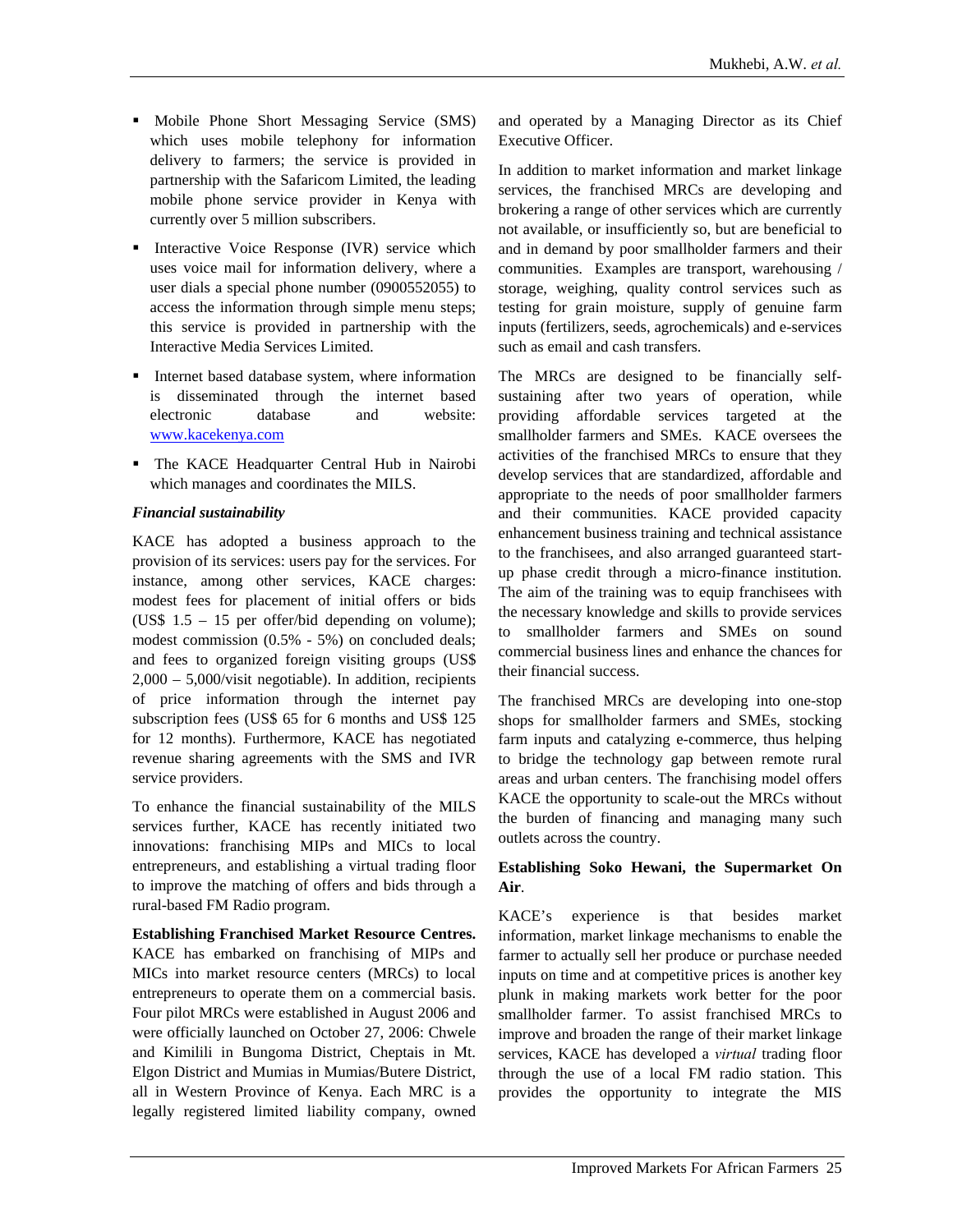- Mobile Phone Short Messaging Service (SMS) which uses mobile telephony for information delivery to farmers; the service is provided in partnership with the Safaricom Limited, the leading mobile phone service provider in Kenya with currently over 5 million subscribers.
- Interactive Voice Response (IVR) service which uses voice mail for information delivery, where a user dials a special phone number (0900552055) to access the information through simple menu steps; this service is provided in partnership with the Interactive Media Services Limited.
- Internet based database system, where information is disseminated through the internet based electronic database and website: [www.kacekenya.com](http://www.kacekenya.com)
- The KACE Headquarter Central Hub in Nairobi which manages and coordinates the MILS.

***Financial sustainability***

KACE has adopted a business approach to the provision of its services: users pay for the services. For instance, among other services, KACE charges: modest fees for placement of initial offers or bids (US$ 1.5 – 15 per offer/bid depending on volume); modest commission (0.5% - 5%) on concluded deals; and fees to organized foreign visiting groups (US$ 2,000 – 5,000/visit negotiable). In addition, recipients of price information through the internet pay subscription fees (US$ 65 for 6 months and US$ 125 for 12 months). Furthermore, KACE has negotiated revenue sharing agreements with the SMS and IVR service providers.

To enhance the financial sustainability of the MILS services further, KACE has recently initiated two innovations: franchising MIPs and MICs to local entrepreneurs, and establishing a virtual trading floor to improve the matching of offers and bids through a rural-based FM Radio program.

**Establishing Franchised Market Resource Centres.** KACE has embarked on franchising of MIPs and MICs into market resource centers (MRCs) to local entrepreneurs to operate them on a commercial basis. Four pilot MRCs were established in August 2006 and were officially launched on October 27, 2006: Chwele and Kimilili in Bungoma District, Cheptais in Mt. Elgon District and Mumias in Mumias/Butere District, all in Western Province of Kenya. Each MRC is a legally registered limited liability company, owned and operated by a Managing Director as its Chief Executive Officer.

In addition to market information and market linkage services, the franchised MRCs are developing and brokering a range of other services which are currently not available, or insufficiently so, but are beneficial to and in demand by poor smallholder farmers and their communities. Examples are transport, warehousing / storage, weighing, quality control services such as testing for grain moisture, supply of genuine farm inputs (fertilizers, seeds, agrochemicals) and e-services such as email and cash transfers.

The MRCs are designed to be financially self-sustaining after two years of operation, while providing affordable services targeted at the smallholder farmers and SMEs. KACE oversees the activities of the franchised MRCs to ensure that they develop services that are standardized, affordable and appropriate to the needs of poor smallholder farmers and their communities. KACE provided capacity enhancement business training and technical assistance to the franchisees, and also arranged guaranteed start-up phase credit through a micro-finance institution. The aim of the training was to equip franchisees with the necessary knowledge and skills to provide services to smallholder farmers and SMEs on sound commercial business lines and enhance the chances for their financial success.

The franchised MRCs are developing into one-stop shops for smallholder farmers and SMEs, stocking farm inputs and catalyzing e-commerce, thus helping to bridge the technology gap between remote rural areas and urban centers. The franchising model offers KACE the opportunity to scale-out the MRCs without the burden of financing and managing many such outlets across the country.

**Establishing Soko Hewani, the Supermarket On Air**.

KACE's experience is that besides market information, market linkage mechanisms to enable the farmer to actually sell her produce or purchase needed inputs on time and at competitive prices is another key plunk in making markets work better for the poor smallholder farmer. To assist franchised MRCs to improve and broaden the range of their market linkage services, KACE has developed a *virtual* trading floor through the use of a local FM radio station. This provides the opportunity to integrate the MIS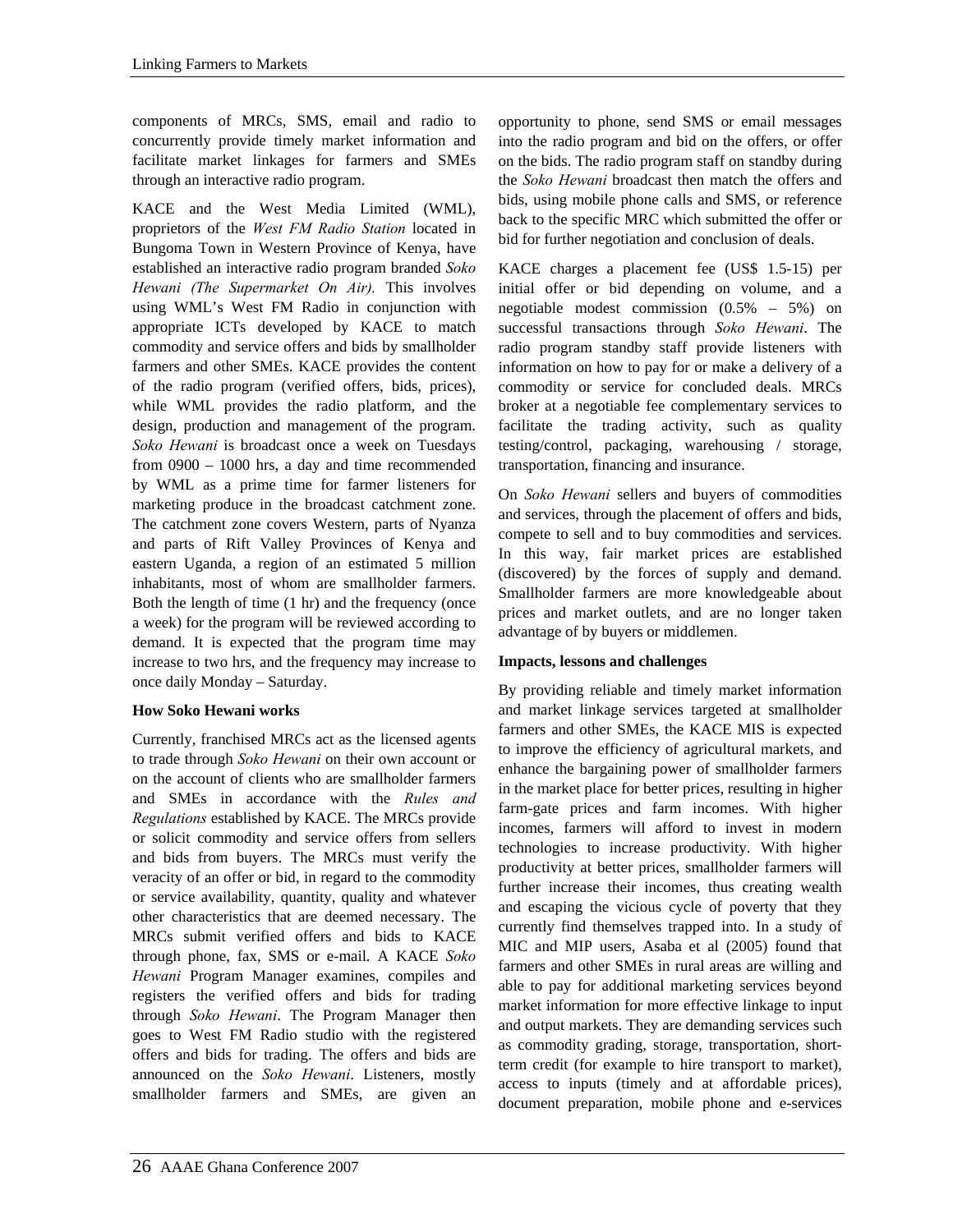components of MRCs, SMS, email and radio to concurrently provide timely market information and facilitate market linkages for farmers and SMEs through an interactive radio program.

KACE and the West Media Limited (WML), proprietors of the *West FM Radio Station* located in Bungoma Town in Western Province of Kenya, have established an interactive radio program branded *Soko Hewani (The Supermarket On Air).* This involves using WML's West FM Radio in conjunction with appropriate ICTs developed by KACE to match commodity and service offers and bids by smallholder farmers and other SMEs. KACE provides the content of the radio program (verified offers, bids, prices), while WML provides the radio platform, and the design, production and management of the program. *Soko Hewani* is broadcast once a week on Tuesdays from 0900 – 1000 hrs, a day and time recommended by WML as a prime time for farmer listeners for marketing produce in the broadcast catchment zone. The catchment zone covers Western, parts of Nyanza and parts of Rift Valley Provinces of Kenya and eastern Uganda, a region of an estimated 5 million inhabitants, most of whom are smallholder farmers. Both the length of time (1 hr) and the frequency (once a week) for the program will be reviewed according to demand. It is expected that the program time may increase to two hrs, and the frequency may increase to once daily Monday – Saturday.

**How Soko Hewani works**

Currently, franchised MRCs act as the licensed agents to trade through *Soko Hewani* on their own account or on the account of clients who are smallholder farmers and SMEs in accordance with the *Rules and Regulations* established by KACE. The MRCs provide or solicit commodity and service offers from sellers and bids from buyers. The MRCs must verify the veracity of an offer or bid, in regard to the commodity or service availability, quantity, quality and whatever other characteristics that are deemed necessary. The MRCs submit verified offers and bids to KACE through phone, fax, SMS or e-mail. A KACE *Soko Hewani* Program Manager examines, compiles and registers the verified offers and bids for trading through *Soko Hewani*. The Program Manager then goes to West FM Radio studio with the registered offers and bids for trading. The offers and bids are announced on the *Soko Hewani*. Listeners, mostly smallholder farmers and SMEs, are given an opportunity to phone, send SMS or email messages into the radio program and bid on the offers, or offer on the bids. The radio program staff on standby during the *Soko Hewani* broadcast then match the offers and bids, using mobile phone calls and SMS, or reference back to the specific MRC which submitted the offer or bid for further negotiation and conclusion of deals.

KACE charges a placement fee (US$ 1.5-15) per initial offer or bid depending on volume, and a negotiable modest commission (0.5% – 5%) on successful transactions through *Soko Hewani*. The radio program standby staff provide listeners with information on how to pay for or make a delivery of a commodity or service for concluded deals. MRCs broker at a negotiable fee complementary services to facilitate the trading activity, such as quality testing/control, packaging, warehousing / storage, transportation, financing and insurance.

On *Soko Hewani* sellers and buyers of commodities and services, through the placement of offers and bids, compete to sell and to buy commodities and services. In this way, fair market prices are established (discovered) by the forces of supply and demand. Smallholder farmers are more knowledgeable about prices and market outlets, and are no longer taken advantage of by buyers or middlemen.

**Impacts, lessons and challenges**

By providing reliable and timely market information and market linkage services targeted at smallholder farmers and other SMEs, the KACE MIS is expected to improve the efficiency of agricultural markets, and enhance the bargaining power of smallholder farmers in the market place for better prices, resulting in higher farm-gate prices and farm incomes. With higher incomes, farmers will afford to invest in modern technologies to increase productivity. With higher productivity at better prices, smallholder farmers will further increase their incomes, thus creating wealth and escaping the vicious cycle of poverty that they currently find themselves trapped into. In a study of MIC and MIP users, Asaba et al (2005) found that farmers and other SMEs in rural areas are willing and able to pay for additional marketing services beyond market information for more effective linkage to input and output markets. They are demanding services such as commodity grading, storage, transportation, short-term credit (for example to hire transport to market), access to inputs (timely and at affordable prices), document preparation, mobile phone and e-services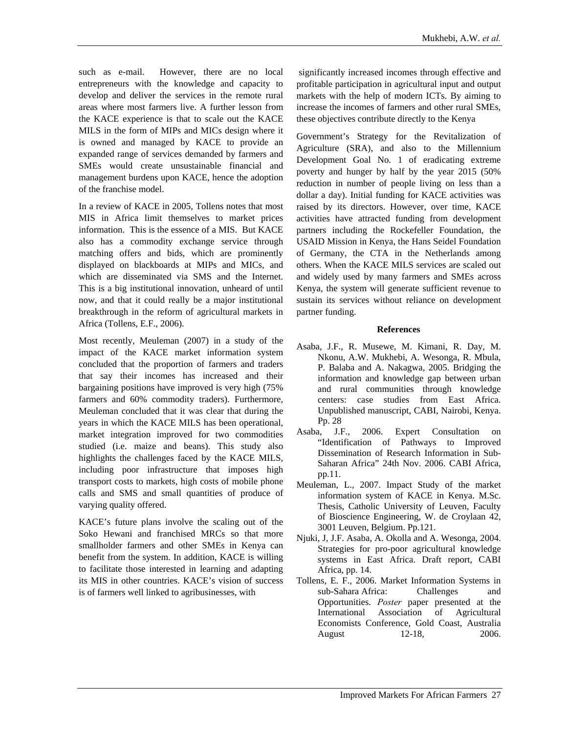such as e-mail. However, there are no local entrepreneurs with the knowledge and capacity to develop and deliver the services in the remote rural areas where most farmers live. A further lesson from the KACE experience is that to scale out the KACE MILS in the form of MIPs and MICs design where it is owned and managed by KACE to provide an expanded range of services demanded by farmers and SMEs would create unsustainable financial and management burdens upon KACE, hence the adoption of the franchise model.

In a review of KACE in 2005, Tollens notes that most MIS in Africa limit themselves to market prices information. This is the essence of a MIS. But KACE also has a commodity exchange service through matching offers and bids, which are prominently displayed on blackboards at MIPs and MICs, and which are disseminated via SMS and the Internet. This is a big institutional innovation, unheard of until now, and that it could really be a major institutional breakthrough in the reform of agricultural markets in Africa (Tollens, E.F., 2006).

Most recently, Meuleman (2007) in a study of the impact of the KACE market information system concluded that the proportion of farmers and traders that say their incomes has increased and their bargaining positions have improved is very high (75% farmers and 60% commodity traders). Furthermore, Meuleman concluded that it was clear that during the years in which the KACE MILS has been operational, market integration improved for two commodities studied (i.e. maize and beans). This study also highlights the challenges faced by the KACE MILS, including poor infrastructure that imposes high transport costs to markets, high costs of mobile phone calls and SMS and small quantities of produce of varying quality offered.

KACE's future plans involve the scaling out of the Soko Hewani and franchised MRCs so that more smallholder farmers and other SMEs in Kenya can benefit from the system. In addition, KACE is willing to facilitate those interested in learning and adapting its MIS in other countries. KACE's vision of success is of farmers well linked to agribusinesses, with significantly increased incomes through effective and profitable participation in agricultural input and output markets with the help of modern ICTs. By aiming to increase the incomes of farmers and other rural SMEs, these objectives contribute directly to the Kenya Government's Strategy for the Revitalization of Agriculture (SRA), and also to the Millennium Development Goal No. 1 of eradicating extreme poverty and hunger by half by the year 2015 (50% reduction in number of people living on less than a dollar a day). Initial funding for KACE activities was raised by its directors. However, over time, KACE activities have attracted funding from development partners including the Rockefeller Foundation, the USAID Mission in Kenya, the Hans Seidel Foundation of Germany, the CTA in the Netherlands among others. When the KACE MILS services are scaled out and widely used by many farmers and SMEs across Kenya, the system will generate sufficient revenue to sustain its services without reliance on development partner funding.

## References

Asaba, J.F., R. Musewe, M. Kimani, R. Day, M. Nkonu, A.W. Mukhebi, A. Wesonga, R. Mbula, P. Balaba and A. Nakagwa, 2005. Bridging the information and knowledge gap between urban and rural communities through knowledge centers: case studies from East Africa. Unpublished manuscript, CABI, Nairobi, Kenya. Pp. 28

Asaba, J.F., 2006. Expert Consultation on "Identification of Pathways to Improved Dissemination of Research Information in Sub-Saharan Africa" 24th Nov. 2006. CABI Africa, pp.11.

Meuleman, L., 2007. Impact Study of the market information system of KACE in Kenya. M.Sc. Thesis, Catholic University of Leuven, Faculty of Bioscience Engineering, W. de Croylaan 42, 3001 Leuven, Belgium. Pp.121.

Njuki, J, J.F. Asaba, A. Okolla and A. Wesonga, 2004. Strategies for pro-poor agricultural knowledge systems in East Africa. Draft report, CABI Africa, pp. 14.

Tollens, E. F., 2006. Market Information Systems in sub-Sahara Africa: Challenges and Opportunities. *Poster* paper presented at the International Association of Agricultural Economists Conference, Gold Coast, Australia August 12-18, 2006.